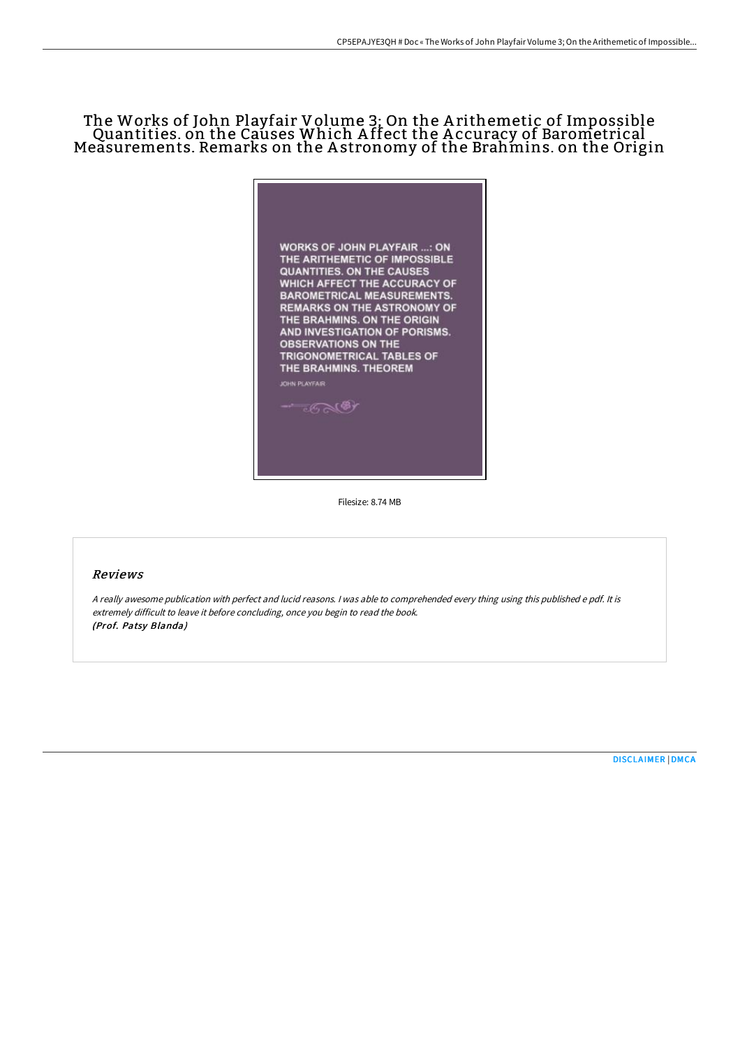# The Works of John Playfair Volume 3; On the Arithemetic of Impossible Quantities. on the Causes Which Affect the Accuracy of Barometrical Measurements. Remarks on the Astronomy of the Brahmins. on the Origin

WORKS OF JOHN PLAYFAIR ...: ON THE ARITHEMETIC OF IMPOSSIBLE QUANTITIES. ON THE CAUSES WHICH AFFECT THE ACCURACY OF BAROMETRICAL MEASUREMENTS. REMARKS ON THE ASTRONOMY OF THE BRAHMINS. ON THE ORIGIN AND INVESTIGATION OF PORISMS. OBSERVATIONS ON THE TRIGONOMETRICAL TABLES OF THE BRAHMINS. THEOREM

JOHN PLAYFAIR

Filesize: 8.74 MB

## Reviews

*A really awesome publication with perfect and lucid reasons. I was able to comprehended every thing using this published e pdf. It is extremely difficult to leave it before concluding, once you begin to read the book.*
*(Prof. Patsy Blanda)*

DISCLAIMER | DMCA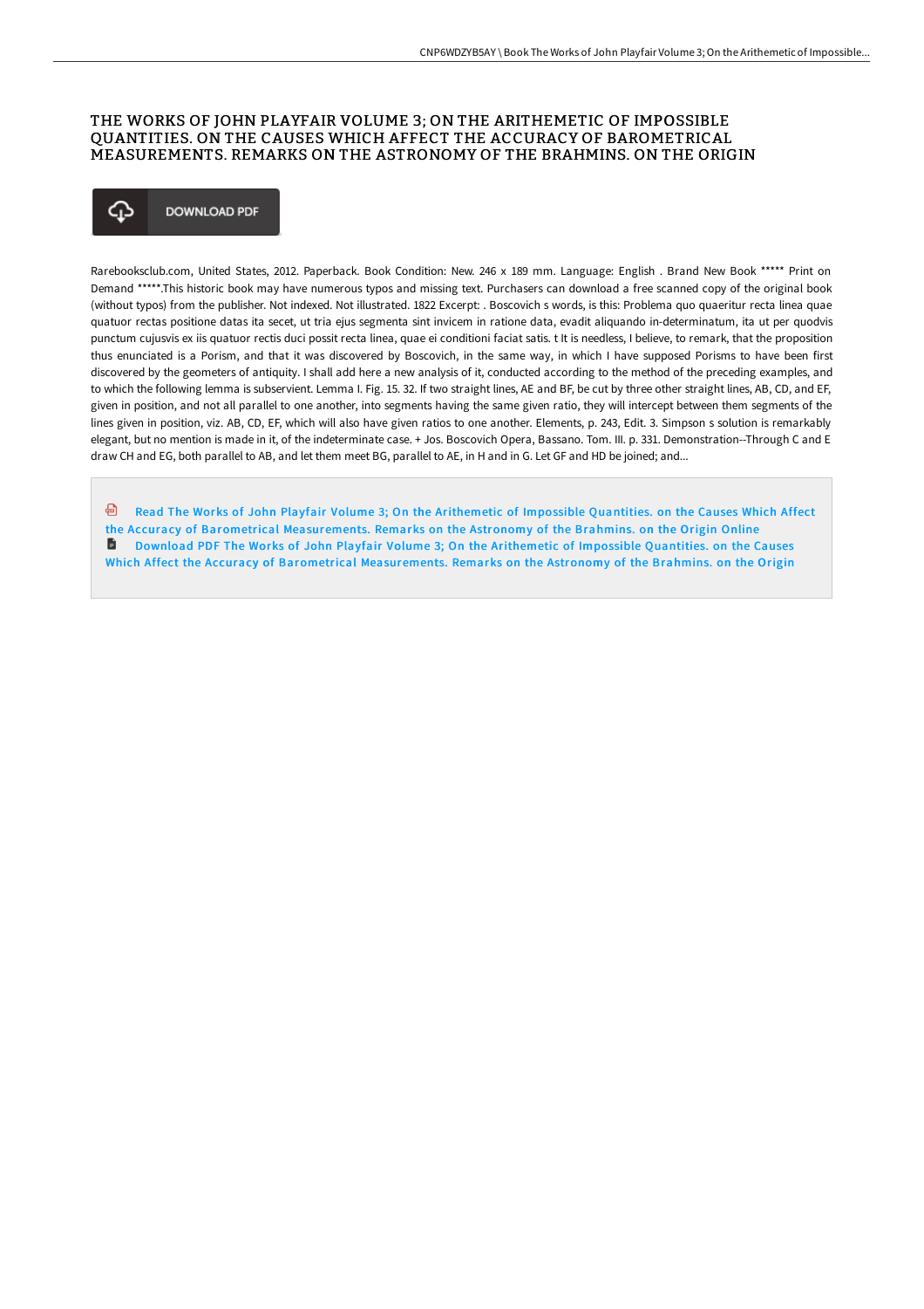# THE WORKS OF JOHN PLAYFAIR VOLUME 3; ON THE ARITHEMETIC OF IMPOSSIBLE QUANTITIES. ON THE CAUSES WHICH AFFECT THE ACCURACY OF BAROMETRICAL MEASUREMENTS. REMARKS ON THE ASTRONOMY OF THE BRAHMINS. ON THE ORIGIN

DOWNLOAD PDF

Rarebooksclub.com, United States, 2012. Paperback. Book Condition: New. 246 x 189 mm. Language: English . Brand New Book ***** Print on Demand *****.This historic book may have numerous typos and missing text. Purchasers can download a free scanned copy of the original book (without typos) from the publisher. Not indexed. Not illustrated. 1822 Excerpt: . Boscovich s words, is this: Problema quo quaeritur recta linea quae quatuor rectas positione datas ita secet, ut tria ejus segmenta sint invicem in ratione data, evadit aliquando in-determinatum, ita ut per quodvis punctum cujusvis ex iis quatuor rectis duci possit recta linea, quae ei conditioni faciat satis. t It is needless, I believe, to remark, that the proposition thus enunciated is a Porism, and that it was discovered by Boscovich, in the same way, in which I have supposed Porisms to have been first discovered by the geometers of antiquity. I shall add here a new analysis of it, conducted according to the method of the preceding examples, and to which the following lemma is subservient. Lemma I. Fig. 15. 32. If two straight lines, AE and BF, be cut by three other straight lines, AB, CD, and EF, given in position, and not all parallel to one another, into segments having the same given ratio, they will intercept between them segments of the lines given in position, viz. AB, CD, EF, which will also have given ratios to one another. Elements, p. 243, Edit. 3. Simpson s solution is remarkably elegant, but no mention is made in it, of the indeterminate case. + Jos. Boscovich Opera, Bassano. Tom. III. p. 331. Demonstration--Through C and E draw CH and EG, both parallel to AB, and let them meet BG, parallel to AE, in H and in G. Let GF and HD be joined; and...

Read The Works of John Playfair Volume 3; On the Arithemetic of Impossible Quantities. on the Causes Which Affect the Accuracy of Barometrical Measurements. Remarks on the Astronomy of the Brahmins. on the Origin Online

Download PDF The Works of John Playfair Volume 3; On the Arithemetic of Impossible Quantities. on the Causes Which Affect the Accuracy of Barometrical Measurements. Remarks on the Astronomy of the Brahmins. on the Origin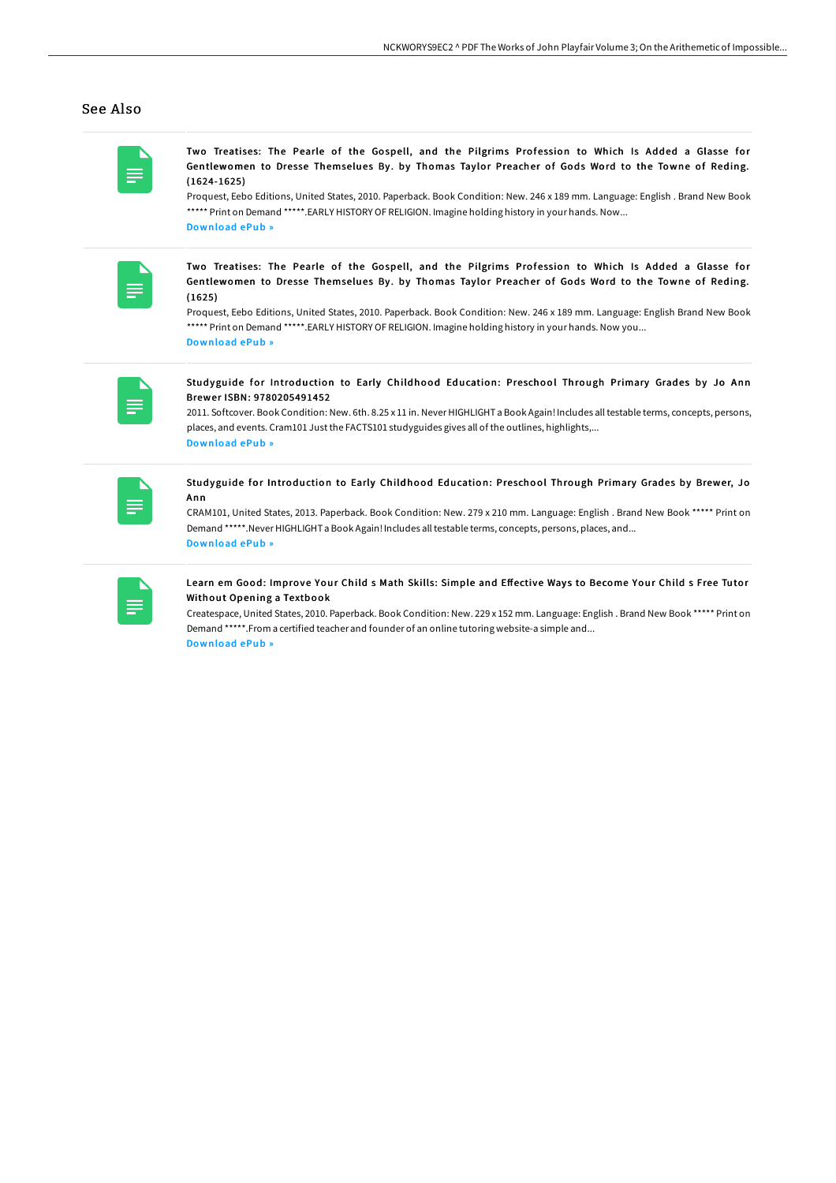## See Also

**Two Treatises: The Pearle of the Gospell, and the Pilgrims Profession to Which Is Added a Glasse for Gentlewomen to Dresse Themselues By. by Thomas Taylor Preacher of Gods Word to the Towne of Reding. (1624-1625)**

Proquest, Eebo Editions, United States, 2010. Paperback. Book Condition: New. 246 x 189 mm. Language: English . Brand New Book ***** Print on Demand *****.EARLY HISTORY OF RELIGION. Imagine holding history in your hands. Now...

Download ePub »

**Two Treatises: The Pearle of the Gospell, and the Pilgrims Profession to Which Is Added a Glasse for Gentlewomen to Dresse Themselues By. by Thomas Taylor Preacher of Gods Word to the Towne of Reding. (1625)**

Proquest, Eebo Editions, United States, 2010. Paperback. Book Condition: New. 246 x 189 mm. Language: English Brand New Book ***** Print on Demand *****.EARLY HISTORY OF RELIGION. Imagine holding history in your hands. Now you...

Download ePub »

**Studyguide for Introduction to Early Childhood Education: Preschool Through Primary Grades by Jo Ann Brewer ISBN: 9780205491452**

2011. Softcover. Book Condition: New. 6th. 8.25 x 11 in. Never HIGHLIGHT a Book Again! Includes all testable terms, concepts, persons, places, and events. Cram101 Just the FACTS101 studyguides gives all of the outlines, highlights,...

Download ePub »

**Studyguide for Introduction to Early Childhood Education: Preschool Through Primary Grades by Brewer, Jo Ann**

CRAM101, United States, 2013. Paperback. Book Condition: New. 279 x 210 mm. Language: English . Brand New Book ***** Print on Demand *****.Never HIGHLIGHT a Book Again! Includes all testable terms, concepts, persons, places, and...

Download ePub »

**Learn em Good: Improve Your Child s Math Skills: Simple and Effective Ways to Become Your Child s Free Tutor Without Opening a Textbook**

Createspace, United States, 2010. Paperback. Book Condition: New. 229 x 152 mm. Language: English . Brand New Book ***** Print on Demand *****.From a certified teacher and founder of an online tutoring website-a simple and...

Download ePub »